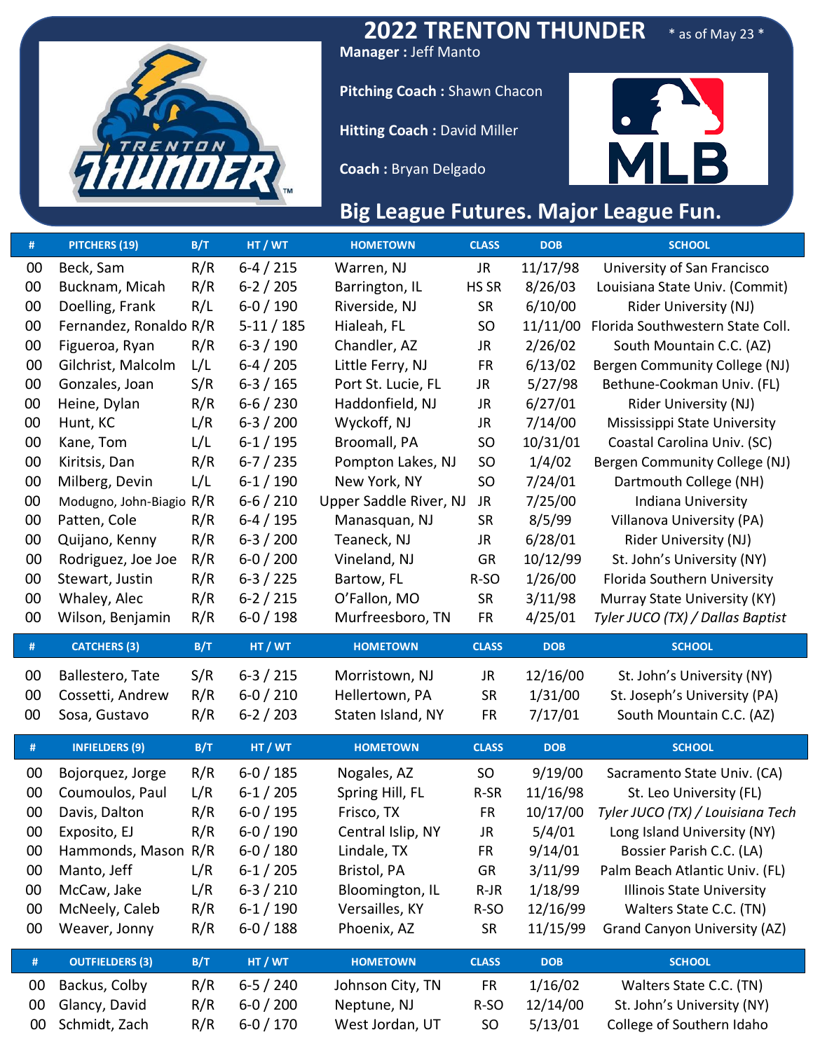# 2022 TRENTON THUNDER

\* as of May 23 \*

**Manager :** Jeff Manto

**Pitching Coach :** Shawn Chacon

**Hitting Coach :** David Miller

**Coach :** Bryan Delgado

## Big League Futures. Major League Fun.

| # | PITCHERS (19) | B/T | HT / WT | HOMETOWN | CLASS | DOB | SCHOOL |
|---|---|---|---|---|---|---|---|
| 00 | Beck, Sam | R/R | 6-4 / 215 | Warren, NJ | JR | 11/17/98 | University of San Francisco |
| 00 | Bucknam, Micah | R/R | 6-2 / 205 | Barrington, IL | HS SR | 8/26/03 | Louisiana State Univ. (Commit) |
| 00 | Doelling, Frank | R/L | 6-0 / 190 | Riverside, NJ | SR | 6/10/00 | Rider University (NJ) |
| 00 | Fernandez, Ronaldo | R/R | 5-11 / 185 | Hialeah, FL | SO | 11/11/00 | Florida Southwestern State Coll. |
| 00 | Figueroa, Ryan | R/R | 6-3 / 190 | Chandler, AZ | JR | 2/26/02 | South Mountain C.C. (AZ) |
| 00 | Gilchrist, Malcolm | L/L | 6-4 / 205 | Little Ferry, NJ | FR | 6/13/02 | Bergen Community College (NJ) |
| 00 | Gonzales, Joan | S/R | 6-3 / 165 | Port St. Lucie, FL | JR | 5/27/98 | Bethune-Cookman Univ. (FL) |
| 00 | Heine, Dylan | R/R | 6-6 / 230 | Haddonfield, NJ | JR | 6/27/01 | Rider University (NJ) |
| 00 | Hunt, KC | L/R | 6-3 / 200 | Wyckoff, NJ | JR | 7/14/00 | Mississippi State University |
| 00 | Kane, Tom | L/L | 6-1 / 195 | Broomall, PA | SO | 10/31/01 | Coastal Carolina Univ. (SC) |
| 00 | Kiritsis, Dan | R/R | 6-7 / 235 | Pompton Lakes, NJ | SO | 1/4/02 | Bergen Community College (NJ) |
| 00 | Milberg, Devin | L/L | 6-1 / 190 | New York, NY | SO | 7/24/01 | Dartmouth College (NH) |
| 00 | Modugno, John-Biagio | R/R | 6-6 / 210 | Upper Saddle River, NJ | JR | 7/25/00 | Indiana University |
| 00 | Patten, Cole | R/R | 6-4 / 195 | Manasquan, NJ | SR | 8/5/99 | Villanova University (PA) |
| 00 | Quijano, Kenny | R/R | 6-3 / 200 | Teaneck, NJ | JR | 6/28/01 | Rider University (NJ) |
| 00 | Rodriguez, Joe Joe | R/R | 6-0 / 200 | Vineland, NJ | GR | 10/12/99 | St. John's University (NY) |
| 00 | Stewart, Justin | R/R | 6-3 / 225 | Bartow, FL | R-SO | 1/26/00 | Florida Southern University |
| 00 | Whaley, Alec | R/R | 6-2 / 215 | O'Fallon, MO | SR | 3/11/98 | Murray State University (KY) |
| 00 | Wilson, Benjamin | R/R | 6-0 / 198 | Murfreesboro, TN | FR | 4/25/01 | *Tyler JUCO (TX) / Dallas Baptist* |

| # | CATCHERS (3) | B/T | HT / WT | HOMETOWN | CLASS | DOB | SCHOOL |
|---|---|---|---|---|---|---|---|
| 00 | Ballestero, Tate | S/R | 6-3 / 215 | Morristown, NJ | JR | 12/16/00 | St. John's University (NY) |
| 00 | Cossetti, Andrew | R/R | 6-0 / 210 | Hellertown, PA | SR | 1/31/00 | St. Joseph's University (PA) |
| 00 | Sosa, Gustavo | R/R | 6-2 / 203 | Staten Island, NY | FR | 7/17/01 | South Mountain C.C. (AZ) |

| # | INFIELDERS (9) | B/T | HT / WT | HOMETOWN | CLASS | DOB | SCHOOL |
|---|---|---|---|---|---|---|---|
| 00 | Bojorquez, Jorge | R/R | 6-0 / 185 | Nogales, AZ | SO | 9/19/00 | Sacramento State Univ. (CA) |
| 00 | Coumoulos, Paul | L/R | 6-1 / 205 | Spring Hill, FL | R-SR | 11/16/98 | St. Leo University (FL) |
| 00 | Davis, Dalton | R/R | 6-0 / 195 | Frisco, TX | FR | 10/17/00 | *Tyler JUCO (TX) / Louisiana Tech* |
| 00 | Exposito, EJ | R/R | 6-0 / 190 | Central Islip, NY | JR | 5/4/01 | Long Island University (NY) |
| 00 | Hammonds, Mason | R/R | 6-0 / 180 | Lindale, TX | FR | 9/14/01 | Bossier Parish C.C. (LA) |
| 00 | Manto, Jeff | L/R | 6-1 / 205 | Bristol, PA | GR | 3/11/99 | Palm Beach Atlantic Univ. (FL) |
| 00 | McCaw, Jake | L/R | 6-3 / 210 | Bloomington, IL | R-JR | 1/18/99 | Illinois State University |
| 00 | McNeely, Caleb | R/R | 6-1 / 190 | Versailles, KY | R-SO | 12/16/99 | Walters State C.C. (TN) |
| 00 | Weaver, Jonny | R/R | 6-0 / 188 | Phoenix, AZ | SR | 11/15/99 | Grand Canyon University (AZ) |

| # | OUTFIELDERS (3) | B/T | HT / WT | HOMETOWN | CLASS | DOB | SCHOOL |
|---|---|---|---|---|---|---|---|
| 00 | Backus, Colby | R/R | 6-5 / 240 | Johnson City, TN | FR | 1/16/02 | Walters State C.C. (TN) |
| 00 | Glancy, David | R/R | 6-0 / 200 | Neptune, NJ | R-SO | 12/14/00 | St. John's University (NY) |
| 00 | Schmidt, Zach | R/R | 6-0 / 170 | West Jordan, UT | SO | 5/13/01 | College of Southern Idaho |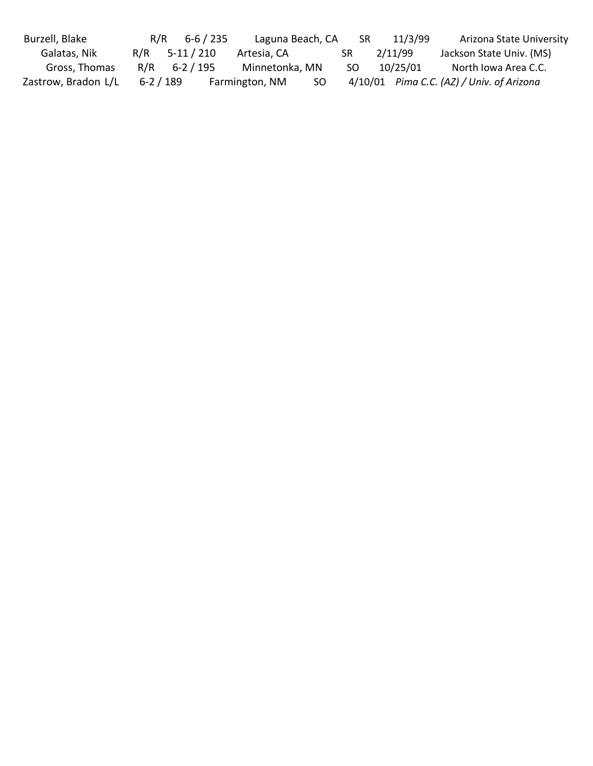| | | | | | | |
|---|---|---|---|---|---|---|
| Burzell, Blake | R/R | 6-6 / 235 | Laguna Beach, CA | SR | 11/3/99 | Arizona State University |
| Galatas, Nik | R/R | 5-11 / 210 | Artesia, CA | SR | 2/11/99 | Jackson State Univ. (MS) |
| Gross, Thomas | R/R | 6-2 / 195 | Minnetonka, MN | SO | 10/25/01 | North Iowa Area C.C. |
| Zastrow, Bradon | L/L | 6-2 / 189 | Farmington, NM | SO | 4/10/01 | *Pima C.C. (AZ) / Univ. of Arizona* |